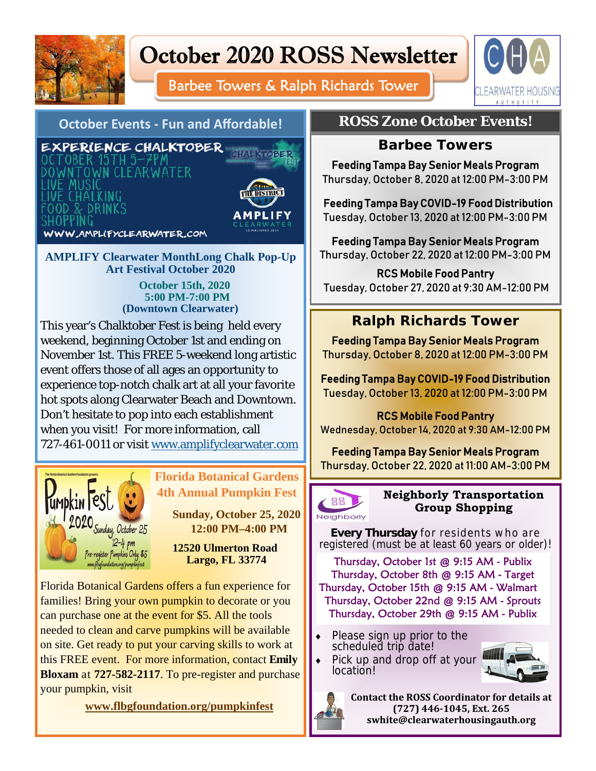# October 2020 ROSS Newsletter

## Barbee Towers & Ralph Richards Tower

CLEARWATER HOUSING AUTHORITY

## October Events - Fun and Affordable!

EXPERIENCE CHALKTOBER
OCTOBER 15TH 5-7PM
DOWNTOWN CLEARWATER
LIVE MUSIC
LIVE CHALKING
FOOD & DRINKS
SHOPPING
WWW.AMPLIFYCLEARWATER.COM

**AMPLIFY Clearwater MonthLong Chalk Pop-Up Art Festival October 2020**

**October 15th, 2020**
**5:00 PM-7:00 PM**
**(Downtown Clearwater)**

This year's Chalktober Fest is being held every weekend, beginning October 1st and ending on November 1st. This FREE 5-weekend long artistic event offers those of all ages an opportunity to experience top-notch chalk art at all your favorite hot spots along Clearwater Beach and Downtown. Don't hesitate to pop into each establishment when you visit! For more information, call 727-461-0011 or visit www.amplifyclearwater.com

### Florida Botanical Gardens 4th Annual Pumpkin Fest

PumpkinFest 2020 Sunday, October 25 12-4 pm Pre-register Pumpkins Only $5

**Sunday, October 25, 2020**
**12:00 PM–4:00 PM**

**12520 Ulmerton Road**
**Largo, FL 33774**

Florida Botanical Gardens offers a fun experience for families! Bring your own pumpkin to decorate or you can purchase one at the event for $5. All the tools needed to clean and carve pumpkins will be available on site. Get ready to put your carving skills to work at this FREE event. For more information, contact **Emily Bloxam** at **727-582-2117**. To pre-register and purchase your pumpkin, visit

**www.flbgfoundation.org/pumpkinfest**

## ROSS Zone October Events!

### Barbee Towers

**Feeding Tampa Bay Senior Meals Program**
Thursday, October 8, 2020 at 12:00 PM-3:00 PM

**Feeding Tampa Bay COVID-19 Food Distribution**
Tuesday, October 13, 2020 at 12:00 PM-3:00 PM

**Feeding Tampa Bay Senior Meals Program**
Thursday, October 22, 2020 at 12:00 PM-3:00 PM

**RCS Mobile Food Pantry**
Tuesday, October 27, 2020 at 9:30 AM-12:00 PM

### Ralph Richards Tower

**Feeding Tampa Bay Senior Meals Program**
Thursday, October 8, 2020 at 12:00 PM-3:00 PM

**Feeding Tampa Bay COVID-19 Food Distribution**
Tuesday, October 13, 2020 at 12:00 PM-3:00 PM

**RCS Mobile Food Pantry**
Wednesday, October 14, 2020 at 9:30 AM-12:00 PM

**Feeding Tampa Bay Senior Meals Program**
Thursday, October 22, 2020 at 11:00 AM-3:00 PM

### Neighborly Transportation Group Shopping

**Every Thursday** for residents who are registered (must be at least 60 years or older)!

Thursday, October 1st @ 9:15 AM - Publix
Thursday, October 8th @ 9:15 AM - Target
Thursday, October 15th @ 9:15 AM - Walmart
Thursday, October 22nd @ 9:15 AM - Sprouts
Thursday, October 29th @ 9:15 AM - Publix

- Please sign up prior to the scheduled trip date!
- Pick up and drop off at your location!

**Contact the ROSS Coordinator for details at (727) 446-1045, Ext. 265 swhite@clearwaterhousingauth.org**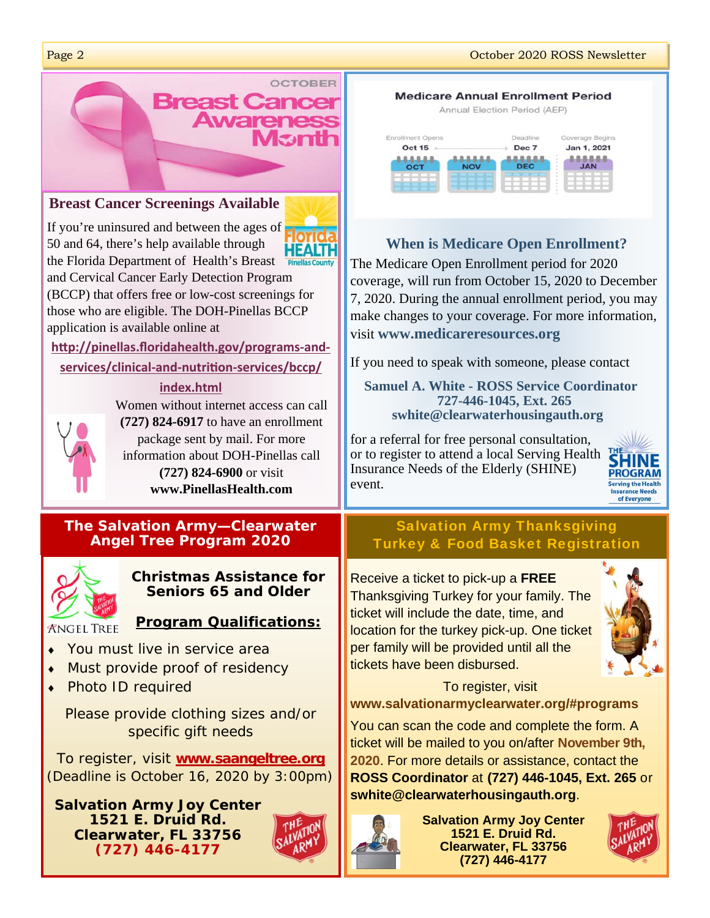OCTOBER

# Breast Cancer Awareness Month

## Breast Cancer Screenings Available

If you're uninsured and between the ages of 50 and 64, there's help available through the Florida Department of Health's Breast and Cervical Cancer Early Detection Program (BCCP) that offers free or low-cost screenings for those who are eligible. The DOH-Pinellas BCCP application is available online at

**http://pinellas.floridahealth.gov/programs-and-services/clinical-and-nutrition-services/bccp/index.html**

Women without internet access can call **(727) 824-6917** to have an enrollment package sent by mail. For more information about DOH-Pinellas call **(727) 824-6900** or visit **www.PinellasHealth.com**

**Medicare Annual Enrollment Period**

Annual Election Period (AEP)

Enrollment Opens Oct 15 — Deadline Dec 7 — Coverage Begins Jan 1, 2021

OCT NOV DEC JAN

## When is Medicare Open Enrollment?

The Medicare Open Enrollment period for 2020 coverage, will run from October 15, 2020 to December 7, 2020. During the annual enrollment period, you may make changes to your coverage. For more information, visit **www.medicareresources.org**

If you need to speak with someone, please contact

**Samuel A. White - ROSS Service Coordinator**
**727-446-1045, Ext. 265**
**swhite@clearwaterhousingauth.org**

for a referral for free personal consultation, or to register to attend a local Serving Health Insurance Needs of the Elderly (SHINE) event.

## The Salvation Army—Clearwater Angel Tree Program 2020

### Christmas Assistance for Seniors 65 and Older

**Program Qualifications:**

- You must live in service area
- Must provide proof of residency
- Photo ID required

Please provide clothing sizes and/or specific gift needs

To register, visit **www.saangeltree.org**
(Deadline is October 16, 2020 by 3:00pm)

**Salvation Army Joy Center**
**1521 E. Druid Rd.**
**Clearwater, FL 33756**
**(727) 446-4177**

## Salvation Army Thanksgiving Turkey & Food Basket Registration

Receive a ticket to pick-up a **FREE** Thanksgiving Turkey for your family. The ticket will include the date, time, and location for the turkey pick-up. One ticket per family will be provided until all the tickets have been disbursed.

To register, visit
**www.salvationarmyclearwater.org/#programs**

You can scan the code and complete the form. A ticket will be mailed to you on/after **November 9th, 2020**. For more details or assistance, contact the **ROSS Coordinator** at **(727) 446-1045, Ext. 265** or **swhite@clearwaterhousingauth.org**.

**Salvation Army Joy Center**
**1521 E. Druid Rd.**
**Clearwater, FL 33756**
**(727) 446-4177**